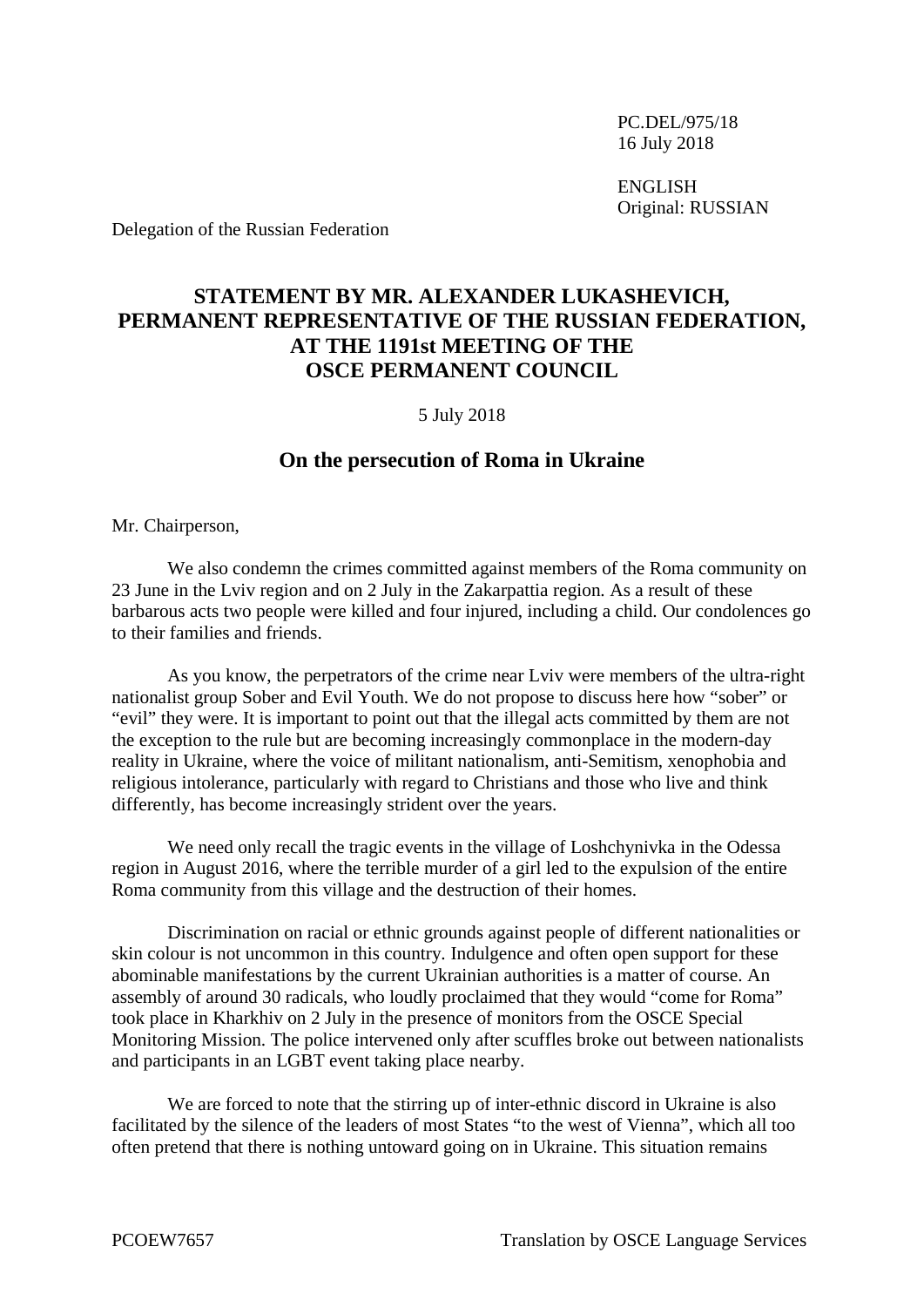PC.DEL/975/18
16 July 2018

ENGLISH
Original: RUSSIAN

Delegation of the Russian Federation

# STATEMENT BY MR. ALEXANDER LUKASHEVICH, PERMANENT REPRESENTATIVE OF THE RUSSIAN FEDERATION, AT THE 1191st MEETING OF THE OSCE PERMANENT COUNCIL

5 July 2018

## On the persecution of Roma in Ukraine

Mr. Chairperson,

We also condemn the crimes committed against members of the Roma community on 23 June in the Lviv region and on 2 July in the Zakarpattia region. As a result of these barbarous acts two people were killed and four injured, including a child. Our condolences go to their families and friends.

As you know, the perpetrators of the crime near Lviv were members of the ultra-right nationalist group Sober and Evil Youth. We do not propose to discuss here how "sober" or "evil" they were. It is important to point out that the illegal acts committed by them are not the exception to the rule but are becoming increasingly commonplace in the modern-day reality in Ukraine, where the voice of militant nationalism, anti-Semitism, xenophobia and religious intolerance, particularly with regard to Christians and those who live and think differently, has become increasingly strident over the years.

We need only recall the tragic events in the village of Loshchynivka in the Odessa region in August 2016, where the terrible murder of a girl led to the expulsion of the entire Roma community from this village and the destruction of their homes.

Discrimination on racial or ethnic grounds against people of different nationalities or skin colour is not uncommon in this country. Indulgence and often open support for these abominable manifestations by the current Ukrainian authorities is a matter of course. An assembly of around 30 radicals, who loudly proclaimed that they would "come for Roma" took place in Kharkhiv on 2 July in the presence of monitors from the OSCE Special Monitoring Mission. The police intervened only after scuffles broke out between nationalists and participants in an LGBT event taking place nearby.

We are forced to note that the stirring up of inter-ethnic discord in Ukraine is also facilitated by the silence of the leaders of most States "to the west of Vienna", which all too often pretend that there is nothing untoward going on in Ukraine. This situation remains

PCOEW7657 Translation by OSCE Language Services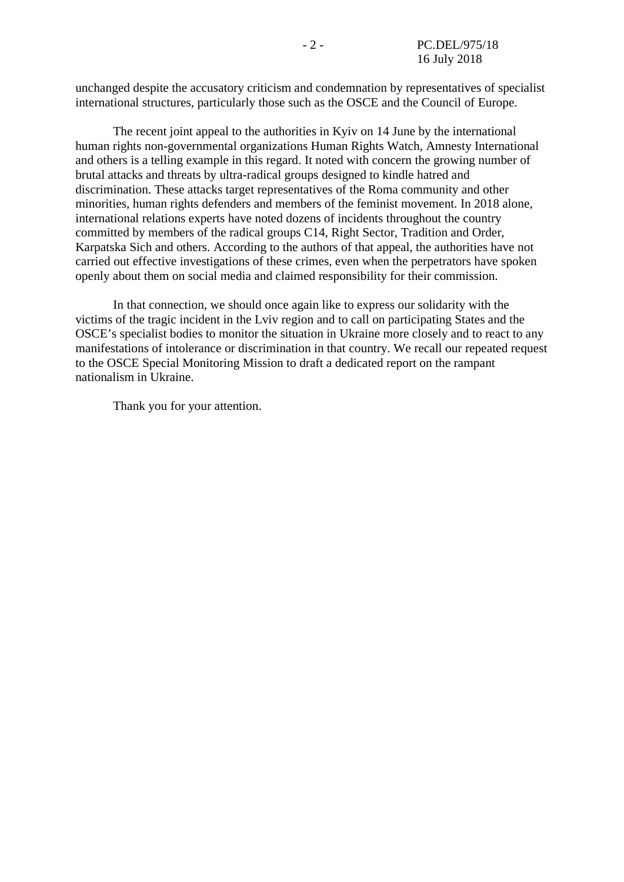unchanged despite the accusatory criticism and condemnation by representatives of specialist international structures, particularly those such as the OSCE and the Council of Europe.

The recent joint appeal to the authorities in Kyiv on 14 June by the international human rights non-governmental organizations Human Rights Watch, Amnesty International and others is a telling example in this regard. It noted with concern the growing number of brutal attacks and threats by ultra-radical groups designed to kindle hatred and discrimination. These attacks target representatives of the Roma community and other minorities, human rights defenders and members of the feminist movement. In 2018 alone, international relations experts have noted dozens of incidents throughout the country committed by members of the radical groups C14, Right Sector, Tradition and Order, Karpatska Sich and others. According to the authors of that appeal, the authorities have not carried out effective investigations of these crimes, even when the perpetrators have spoken openly about them on social media and claimed responsibility for their commission.

In that connection, we should once again like to express our solidarity with the victims of the tragic incident in the Lviv region and to call on participating States and the OSCE's specialist bodies to monitor the situation in Ukraine more closely and to react to any manifestations of intolerance or discrimination in that country. We recall our repeated request to the OSCE Special Monitoring Mission to draft a dedicated report on the rampant nationalism in Ukraine.

Thank you for your attention.